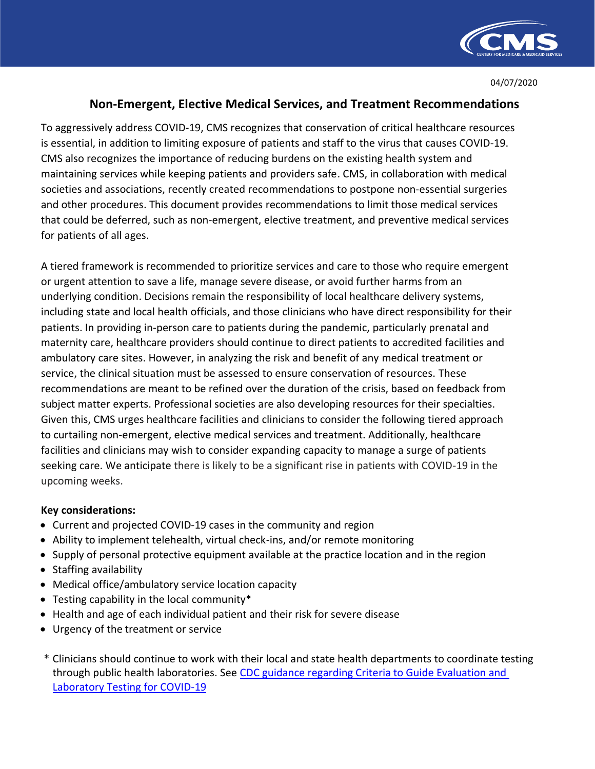04/07/2020

# Non-Emergent, Elective Medical Services, and Treatment Recommendations

To aggressively address COVID-19, CMS recognizes that conservation of critical healthcare resources is essential, in addition to limiting exposure of patients and staff to the virus that causes COVID-19. CMS also recognizes the importance of reducing burdens on the existing health system and maintaining services while keeping patients and providers safe. CMS, in collaboration with medical societies and associations, recently created recommendations to postpone non-essential surgeries and other procedures. This document provides recommendations to limit those medical services that could be deferred, such as non-emergent, elective treatment, and preventive medical services for patients of all ages.

A tiered framework is recommended to prioritize services and care to those who require emergent or urgent attention to save a life, manage severe disease, or avoid further harms from an underlying condition. Decisions remain the responsibility of local healthcare delivery systems, including state and local health officials, and those clinicians who have direct responsibility for their patients. In providing in-person care to patients during the pandemic, particularly prenatal and maternity care, healthcare providers should continue to direct patients to accredited facilities and ambulatory care sites. However, in analyzing the risk and benefit of any medical treatment or service, the clinical situation must be assessed to ensure conservation of resources. These recommendations are meant to be refined over the duration of the crisis, based on feedback from subject matter experts. Professional societies are also developing resources for their specialties. Given this, CMS urges healthcare facilities and clinicians to consider the following tiered approach to curtailing non-emergent, elective medical services and treatment. Additionally, healthcare facilities and clinicians may wish to consider expanding capacity to manage a surge of patients seeking care. We anticipate there is likely to be a significant rise in patients with COVID-19 in the upcoming weeks.

**Key considerations:**

- Current and projected COVID-19 cases in the community and region
- Ability to implement telehealth, virtual check-ins, and/or remote monitoring
- Supply of personal protective equipment available at the practice location and in the region
- Staffing availability
- Medical office/ambulatory service location capacity
- Testing capability in the local community*
- Health and age of each individual patient and their risk for severe disease
- Urgency of the treatment or service

\* Clinicians should continue to work with their local and state health departments to coordinate testing through public health laboratories. See [CDC guidance regarding Criteria to Guide Evaluation and Laboratory Testing for COVID-19]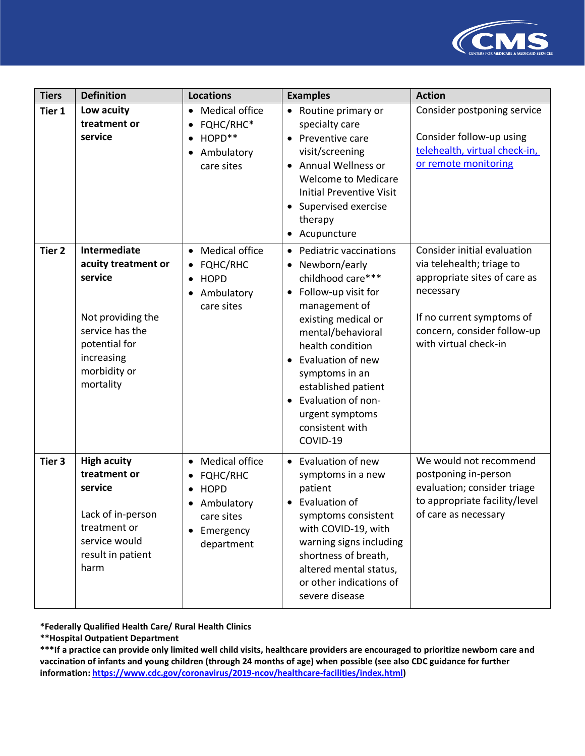| Tiers | Definition | Locations | Examples | Action |
| --- | --- | --- | --- | --- |
| Tier 1 | **Low acuity treatment or service** | • Medical office<br>• FQHC/RHC*<br>• HOPD**<br>• Ambulatory care sites | • Routine primary or specialty care<br>• Preventive care visit/screening<br>• Annual Wellness or Welcome to Medicare Initial Preventive Visit<br>• Supervised exercise therapy<br>• Acupuncture | Consider postponing service<br><br>Consider follow-up using [telehealth, virtual check-in, or remote monitoring] |
| Tier 2 | **Intermediate acuity treatment or service**<br><br>Not providing the service has the potential for increasing morbidity or mortality | • Medical office<br>• FQHC/RHC<br>• HOPD<br>• Ambulatory care sites | • Pediatric vaccinations<br>• Newborn/early childhood care***<br>• Follow-up visit for management of existing medical or mental/behavioral health condition<br>• Evaluation of new symptoms in an established patient<br>• Evaluation of non-urgent symptoms consistent with COVID-19 | Consider initial evaluation via telehealth; triage to appropriate sites of care as necessary<br><br>If no current symptoms of concern, consider follow-up with virtual check-in |
| Tier 3 | **High acuity treatment or service**<br><br>Lack of in-person treatment or service would result in patient harm | • Medical office<br>• FQHC/RHC<br>• HOPD<br>• Ambulatory care sites<br>• Emergency department | • Evaluation of new symptoms in a new patient<br>• Evaluation of symptoms consistent with COVID-19, with warning signs including shortness of breath, altered mental status, or other indications of severe disease | We would not recommend postponing in-person evaluation; consider triage to appropriate facility/level of care as necessary |

**\*Federally Qualified Health Care/ Rural Health Clinics**

**\*\*Hospital Outpatient Department**

**\*\*\*If a practice can provide only limited well child visits, healthcare providers are encouraged to prioritize newborn care and vaccination of infants and young children (through 24 months of age) when possible (see also CDC guidance for further information: https://www.cdc.gov/coronavirus/2019-ncov/healthcare-facilities/index.html)**